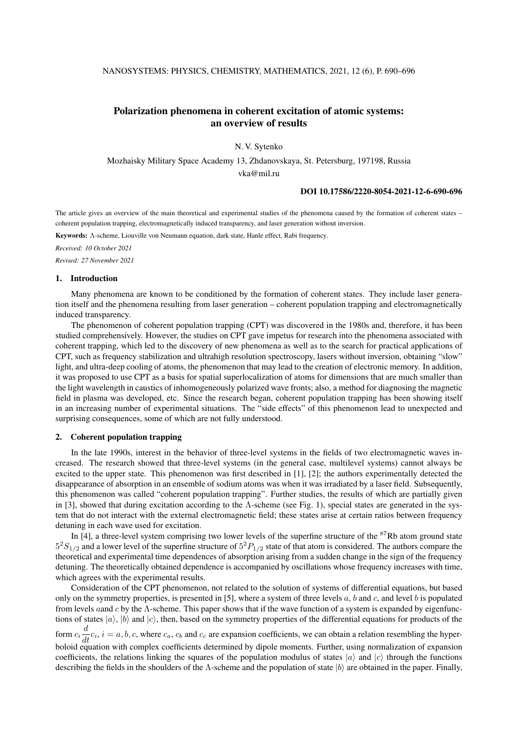# Polarization phenomena in coherent excitation of atomic systems: an overview of results

N. V. Sytenko

Mozhaisky Military Space Academy 13, Zhdanovskaya, St. Petersburg, 197198, Russia

vka@mil.ru

**DOI 10.17586/2220-8054-2021-12-6-690-696**

The article gives an overview of the main theoretical and experimental studies of the phenomena caused by the formation of coherent states – coherent population trapping, electromagnetically induced transparency, and laser generation without inversion.

**Keywords:** Λ-scheme, Liouville von Neumann equation, dark state, Hanle effect, Rabi frequency.

*Received: 10 October 2021*

*Revised: 27 November 2021*

## 1. Introduction

Many phenomena are known to be conditioned by the formation of coherent states. They include laser generation itself and the phenomena resulting from laser generation – coherent population trapping and electromagnetically induced transparency.

The phenomenon of coherent population trapping (CPT) was discovered in the 1980s and, therefore, it has been studied comprehensively. However, the studies on CPT gave impetus for research into the phenomena associated with coherent trapping, which led to the discovery of new phenomena as well as to the search for practical applications of CPT, such as frequency stabilization and ultrahigh resolution spectroscopy, lasers without inversion, obtaining "slow" light, and ultra-deep cooling of atoms, the phenomenon that may lead to the creation of electronic memory. In addition, it was proposed to use CPT as a basis for spatial superlocalization of atoms for dimensions that are much smaller than the light wavelength in caustics of inhomogeneously polarized wave fronts; also, a method for diagnosing the magnetic field in plasma was developed, etc. Since the research began, coherent population trapping has been showing itself in an increasing number of experimental situations. The "side effects" of this phenomenon lead to unexpected and surprising consequences, some of which are not fully understood.

## 2. Coherent population trapping

In the late 1990s, interest in the behavior of three-level systems in the fields of two electromagnetic waves increased. The research showed that three-level systems (in the general case, multilevel systems) cannot always be excited to the upper state. This phenomenon was first described in [1], [2]; the authors experimentally detected the disappearance of absorption in an ensemble of sodium atoms was when it was irradiated by a laser field. Subsequently, this phenomenon was called "coherent population trapping". Further studies, the results of which are partially given in [3], showed that during excitation according to the Λ-scheme (see Fig. 1), special states are generated in the system that do not interact with the external electromagnetic field; these states arise at certain ratios between frequency detuning in each wave used for excitation.

In [4], a three-level system comprising two lower levels of the superfine structure of the $^{87}$Rb atom ground state $5^2S_{1/2}$ and a lower level of the superfine structure of $5^2P_{1/2}$ state of that atom is considered. The authors compare the theoretical and experimental time dependences of absorption arising from a sudden change in the sign of the frequency detuning. The theoretically obtained dependence is accompanied by oscillations whose frequency increases with time, which agrees with the experimental results.

Consideration of the CPT phenomenon, not related to the solution of systems of differential equations, but based only on the symmetry properties, is presented in [5], where a system of three levels $a$, $b$ and $c$, and level $b$ is populated from levels $a$and $c$ by the Λ-scheme. This paper shows that if the wave function of a system is expanded by eigenfunctions of states $|a\rangle$, $|b\rangle$ and $|c\rangle$, then, based on the symmetry properties of the differential equations for products of the form $c_i \dfrac{d}{dt} c_i$, $i = a, b, c$, where $c_a$, $c_b$ and $c_c$ are expansion coefficients, we can obtain a relation resembling the hyperboloid equation with complex coefficients determined by dipole moments. Further, using normalization of expansion coefficients, the relations linking the squares of the population modulus of states $|a\rangle$ and $|c\rangle$ through the functions describing the fields in the shoulders of the Λ-scheme and the population of state $|b\rangle$ are obtained in the paper. Finally,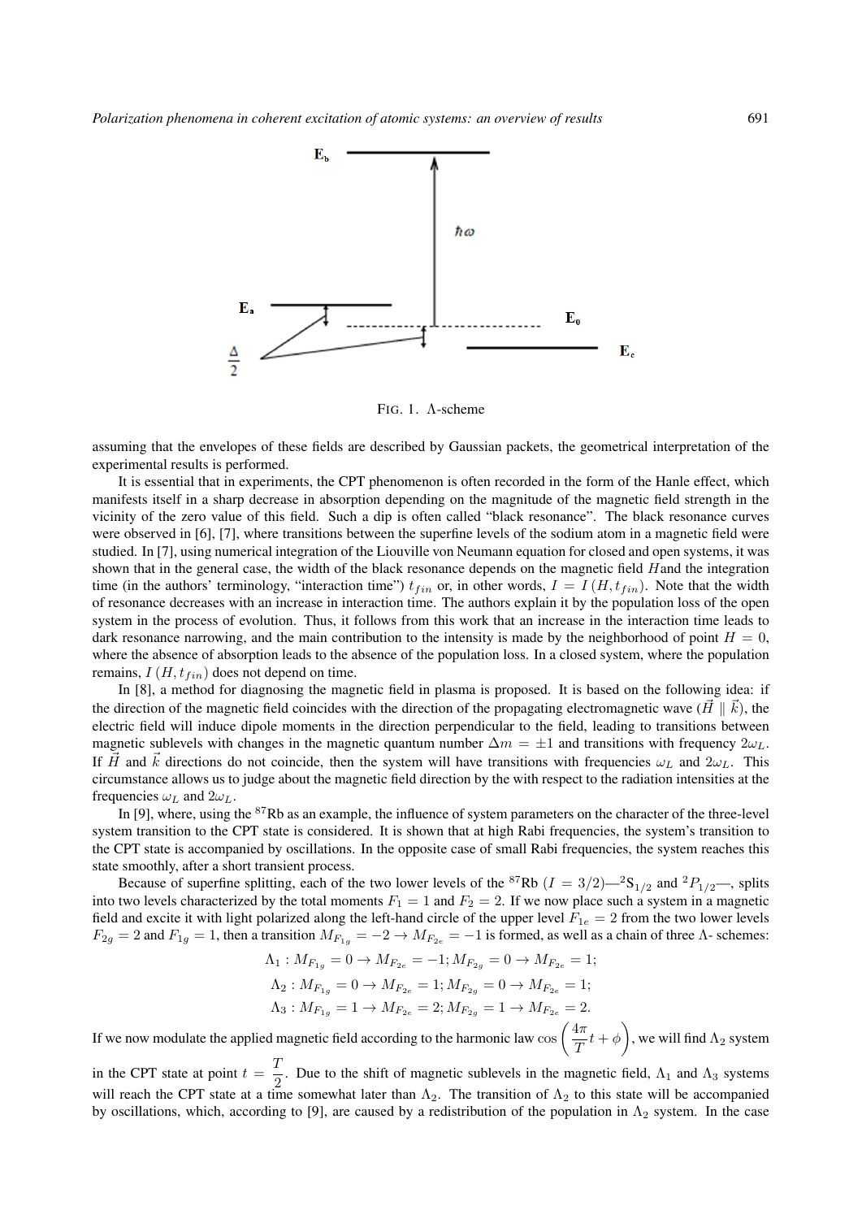FIG. 1. Λ-scheme

assuming that the envelopes of these fields are described by Gaussian packets, the geometrical interpretation of the experimental results is performed.

It is essential that in experiments, the CPT phenomenon is often recorded in the form of the Hanle effect, which manifests itself in a sharp decrease in absorption depending on the magnitude of the magnetic field strength in the vicinity of the zero value of this field. Such a dip is often called "black resonance". The black resonance curves were observed in [6], [7], where transitions between the superfine levels of the sodium atom in a magnetic field were studied. In [7], using numerical integration of the Liouville von Neumann equation for closed and open systems, it was shown that in the general case, the width of the black resonance depends on the magnetic field $H$and the integration time (in the authors' terminology, "interaction time") $t_{fin}$ or, in other words, $I = I(H, t_{fin})$. Note that the width of resonance decreases with an increase in interaction time. The authors explain it by the population loss of the open system in the process of evolution. Thus, it follows from this work that an increase in the interaction time leads to dark resonance narrowing, and the main contribution to the intensity is made by the neighborhood of point $H = 0$, where the absence of absorption leads to the absence of the population loss. In a closed system, where the population remains, $I(H, t_{fin})$ does not depend on time.

In [8], a method for diagnosing the magnetic field in plasma is proposed. It is based on the following idea: if the direction of the magnetic field coincides with the direction of the propagating electromagnetic wave ($\vec{H} \parallel \vec{k}$), the electric field will induce dipole moments in the direction perpendicular to the field, leading to transitions between magnetic sublevels with changes in the magnetic quantum number $\Delta m = \pm 1$ and transitions with frequency $2\omega_L$. If $\vec{H}$ and $\vec{k}$ directions do not coincide, then the system will have transitions with frequencies $\omega_L$ and $2\omega_L$. This circumstance allows us to judge about the magnetic field direction by the with respect to the radiation intensities at the frequencies $\omega_L$ and $2\omega_L$.

In [9], where, using the $^{87}$Rb as an example, the influence of system parameters on the character of the three-level system transition to the CPT state is considered. It is shown that at high Rabi frequencies, the system's transition to the CPT state is accompanied by oscillations. In the opposite case of small Rabi frequencies, the system reaches this state smoothly, after a short transient process.

Because of superfine splitting, each of the two lower levels of the $^{87}$Rb ($I = 3/2$)—$^2S_{1/2}$ and $^2P_{1/2}$—, splits into two levels characterized by the total moments $F_1 = 1$ and $F_2 = 2$. If we now place such a system in a magnetic field and excite it with light polarized along the left-hand circle of the upper level $F_{1e} = 2$ from the two lower levels $F_{2g} = 2$ and $F_{1g} = 1$, then a transition $M_{F_{1g}} = -2 \rightarrow M_{F_{2e}} = -1$ is formed, as well as a chain of three Λ- schemes:

$$\Lambda_1 : M_{F_{1g}} = 0 \rightarrow M_{F_{2e}} = -1; M_{F_{2g}} = 0 \rightarrow M_{F_{2e}} = 1;$$

$$\Lambda_2 : M_{F_{1g}} = 0 \rightarrow M_{F_{2e}} = 1; M_{F_{2g}} = 0 \rightarrow M_{F_{2e}} = 1;$$

$$\Lambda_3 : M_{F_{1g}} = 1 \rightarrow M_{F_{2e}} = 2; M_{F_{2g}} = 1 \rightarrow M_{F_{2e}} = 2.$$

If we now modulate the applied magnetic field according to the harmonic law $\cos\left(\frac{4\pi}{T}t + \phi\right)$, we will find $\Lambda_2$ system in the CPT state at point $t = \frac{T}{2}$. Due to the shift of magnetic sublevels in the magnetic field, $\Lambda_1$ and $\Lambda_3$ systems will reach the CPT state at a time somewhat later than $\Lambda_2$. The transition of $\Lambda_2$ to this state will be accompanied by oscillations, which, according to [9], are caused by a redistribution of the population in $\Lambda_2$ system. In the case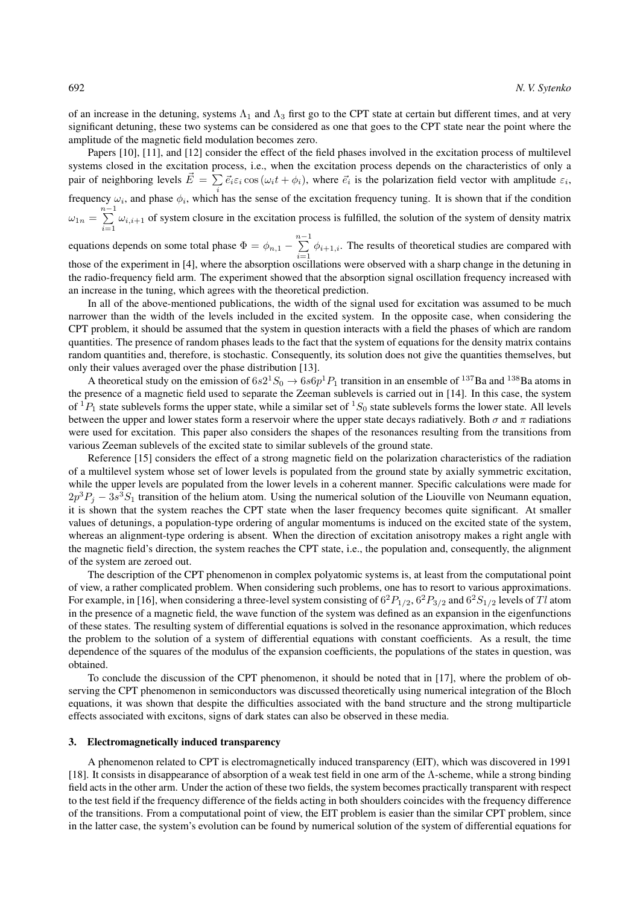of an increase in the detuning, systems $\Lambda_1$ and $\Lambda_3$ first go to the CPT state at certain but different times, and at very significant detuning, these two systems can be considered as one that goes to the CPT state near the point where the amplitude of the magnetic field modulation becomes zero.

Papers [10], [11], and [12] consider the effect of the field phases involved in the excitation process of multilevel systems closed in the excitation process, i.e., when the excitation process depends on the characteristics of only a pair of neighboring levels $\vec{E} = \sum_i \vec{e}_i \varepsilon_i \cos(\omega_i t + \phi_i)$, where $\vec{e}_i$ is the polarization field vector with amplitude $\varepsilon_i$, frequency $\omega_i$, and phase $\phi_i$, which has the sense of the excitation frequency tuning. It is shown that if the condition $\omega_{1n} = \sum_{i=1}^{n-1} \omega_{i,i+1}$ of system closure in the excitation process is fulfilled, the solution of the system of density matrix equations depends on some total phase $\Phi = \phi_{n,1} - \sum_{i=1}^{n-1} \phi_{i+1,i}$. The results of theoretical studies are compared with those of the experiment in [4], where the absorption oscillations were observed with a sharp change in the detuning in the radio-frequency field arm. The experiment showed that the absorption signal oscillation frequency increased with an increase in the tuning, which agrees with the theoretical prediction.

In all of the above-mentioned publications, the width of the signal used for excitation was assumed to be much narrower than the width of the levels included in the excited system. In the opposite case, when considering the CPT problem, it should be assumed that the system in question interacts with a field the phases of which are random quantities. The presence of random phases leads to the fact that the system of equations for the density matrix contains random quantities and, therefore, is stochastic. Consequently, its solution does not give the quantities themselves, but only their values averaged over the phase distribution [13].

A theoretical study on the emission of $6s^2\,{}^1S_0 \rightarrow 6s6p\,{}^1P_1$ transition in an ensemble of ${}^{137}$Ba and ${}^{138}$Ba atoms in the presence of a magnetic field used to separate the Zeeman sublevels is carried out in [14]. In this case, the system of ${}^1P_1$ state sublevels forms the upper state, while a similar set of ${}^1S_0$ state sublevels forms the lower state. All levels between the upper and lower states form a reservoir where the upper state decays radiatively. Both $\sigma$ and $\pi$ radiations were used for excitation. This paper also considers the shapes of the resonances resulting from the transitions from various Zeeman sublevels of the excited state to similar sublevels of the ground state.

Reference [15] considers the effect of a strong magnetic field on the polarization characteristics of the radiation of a multilevel system whose set of lower levels is populated from the ground state by axially symmetric excitation, while the upper levels are populated from the lower levels in a coherent manner. Specific calculations were made for $2p^3P_j - 3s^3S_1$ transition of the helium atom. Using the numerical solution of the Liouville von Neumann equation, it is shown that the system reaches the CPT state when the laser frequency becomes quite significant. At smaller values of detunings, a population-type ordering of angular momentums is induced on the excited state of the system, whereas an alignment-type ordering is absent. When the direction of excitation anisotropy makes a right angle with the magnetic field's direction, the system reaches the CPT state, i.e., the population and, consequently, the alignment of the system are zeroed out.

The description of the CPT phenomenon in complex polyatomic systems is, at least from the computational point of view, a rather complicated problem. When considering such problems, one has to resort to various approximations. For example, in [16], when considering a three-level system consisting of $6^2P_{1/2}$, $6^2P_{3/2}$ and $6^2S_{1/2}$ levels of $Tl$ atom in the presence of a magnetic field, the wave function of the system was defined as an expansion in the eigenfunctions of these states. The resulting system of differential equations is solved in the resonance approximation, which reduces the problem to the solution of a system of differential equations with constant coefficients. As a result, the time dependence of the squares of the modulus of the expansion coefficients, the populations of the states in question, was obtained.

To conclude the discussion of the CPT phenomenon, it should be noted that in [17], where the problem of observing the CPT phenomenon in semiconductors was discussed theoretically using numerical integration of the Bloch equations, it was shown that despite the difficulties associated with the band structure and the strong multiparticle effects associated with excitons, signs of dark states can also be observed in these media.

### 3. Electromagnetically induced transparency

A phenomenon related to CPT is electromagnetically induced transparency (EIT), which was discovered in 1991 [18]. It consists in disappearance of absorption of a weak test field in one arm of the $\Lambda$-scheme, while a strong binding field acts in the other arm. Under the action of these two fields, the system becomes practically transparent with respect to the test field if the frequency difference of the fields acting in both shoulders coincides with the frequency difference of the transitions. From a computational point of view, the EIT problem is easier than the similar CPT problem, since in the latter case, the system's evolution can be found by numerical solution of the system of differential equations for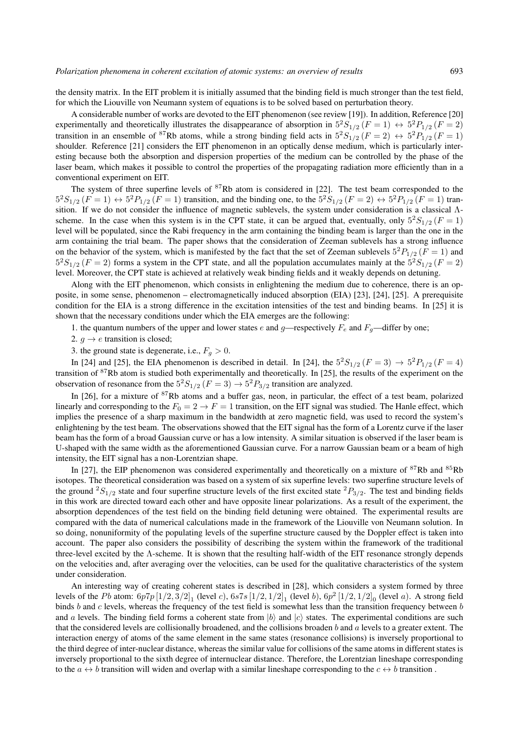the density matrix. In the EIT problem it is initially assumed that the binding field is much stronger than the test field, for which the Liouville von Neumann system of equations is to be solved based on perturbation theory.

A considerable number of works are devoted to the EIT phenomenon (see review [19]). In addition, Reference [20] experimentally and theoretically illustrates the disappearance of absorption in $5^2S_{1/2}\,(F=1) \leftrightarrow 5^2P_{1/2}\,(F=2)$ transition in an ensemble of $^{87}$Rb atoms, while a strong binding field acts in $5^2S_{1/2}\,(F=2) \leftrightarrow 5^2P_{1/2}\,(F=1)$ shoulder. Reference [21] considers the EIT phenomenon in an optically dense medium, which is particularly interesting because both the absorption and dispersion properties of the medium can be controlled by the phase of the laser beam, which makes it possible to control the properties of the propagating radiation more efficiently than in a conventional experiment on EIT.

The system of three superfine levels of $^{87}$Rb atom is considered in [22]. The test beam corresponded to the $5^2S_{1/2}\,(F=1) \leftrightarrow 5^2P_{1/2}\,(F=1)$ transition, and the binding one, to the $5^2S_{1/2}\,(F=2) \leftrightarrow 5^2P_{1/2}\,(F=1)$ transition. If we do not consider the influence of magnetic sublevels, the system under consideration is a classical $\Lambda$-scheme. In the case when this system is in the CPT state, it can be argued that, eventually, only $5^2S_{1/2}\,(F=1)$ level will be populated, since the Rabi frequency in the arm containing the binding beam is larger than the one in the arm containing the trial beam. The paper shows that the consideration of Zeeman sublevels has a strong influence on the behavior of the system, which is manifested by the fact that the set of Zeeman sublevels $5^2P_{1/2}\,(F=1)$ and $5^2S_{1/2}\,(F=2)$ forms a system in the CPT state, and all the population accumulates mainly at the $5^2S_{1/2}\,(F=2)$ level. Moreover, the CPT state is achieved at relatively weak binding fields and it weakly depends on detuning.

Along with the EIT phenomenon, which consists in enlightening the medium due to coherence, there is an opposite, in some sense, phenomenon – electromagnetically induced absorption (EIA) [23], [24], [25]. A prerequisite condition for the EIA is a strong difference in the excitation intensities of the test and binding beams. In [25] it is shown that the necessary conditions under which the EIA emerges are the following:

1. the quantum numbers of the upper and lower states $e$ and $g$—respectively $F_e$ and $F_g$—differ by one;
2. $g \rightarrow e$ transition is closed;
3. the ground state is degenerate, i.e., $F_g > 0$.

In [24] and [25], the EIA phenomenon is described in detail. In [24], the $5^2S_{1/2}\,(F=3) \rightarrow 5^2P_{1/2}\,(F=4)$ transition of $^{87}$Rb atom is studied both experimentally and theoretically. In [25], the results of the experiment on the observation of resonance from the $5^2S_{1/2}\,(F=3) \rightarrow 5^2P_{3/2}$ transition are analyzed.

In [26], for a mixture of $^{87}$Rb atoms and a buffer gas, neon, in particular, the effect of a test beam, polarized linearly and corresponding to the $F_0 = 2 \rightarrow F = 1$ transition, on the EIT signal was studied. The Hanle effect, which implies the presence of a sharp maximum in the bandwidth at zero magnetic field, was used to record the system's enlightening by the test beam. The observations showed that the EIT signal has the form of a Lorentz curve if the laser beam has the form of a broad Gaussian curve or has a low intensity. A similar situation is observed if the laser beam is U-shaped with the same width as the aforementioned Gaussian curve. For a narrow Gaussian beam or a beam of high intensity, the EIT signal has a non-Lorentzian shape.

In [27], the EIP phenomenon was considered experimentally and theoretically on a mixture of $^{87}$Rb and $^{85}$Rb isotopes. The theoretical consideration was based on a system of six superfine levels: two superfine structure levels of the ground $^2S_{1/2}$ state and four superfine structure levels of the first excited state $^2P_{3/2}$. The test and binding fields in this work are directed toward each other and have opposite linear polarizations. As a result of the experiment, the absorption dependences of the test field on the binding field detuning were obtained. The experimental results are compared with the data of numerical calculations made in the framework of the Liouville von Neumann solution. In so doing, nonuniformity of the populating levels of the superfine structure caused by the Doppler effect is taken into account. The paper also considers the possibility of describing the system within the framework of the traditional three-level excited by the $\Lambda$-scheme. It is shown that the resulting half-width of the EIT resonance strongly depends on the velocities and, after averaging over the velocities, can be used for the qualitative characteristics of the system under consideration.

An interesting way of creating coherent states is described in [28], which considers a system formed by three levels of the $Pb$ atom: $6p7p\,[1/2,3/2]_1$ (level $c$), $6s7s\,[1/2,1/2]_1$ (level $b$), $6p^2\,[1/2,1/2]_0$ (level $a$). A strong field binds $b$ and $c$ levels, whereas the frequency of the test field is somewhat less than the transition frequency between $b$ and $a$ levels. The binding field forms a coherent state from $|b\rangle$ and $|c\rangle$ states. The experimental conditions are such that the considered levels are collisionally broadened, and the collisions broaden $b$ and $a$ levels to a greater extent. The interaction energy of atoms of the same element in the same states (resonance collisions) is inversely proportional to the third degree of inter-nuclear distance, whereas the similar value for collisions of the same atoms in different states is inversely proportional to the sixth degree of internuclear distance. Therefore, the Lorentzian lineshape corresponding to the $a \leftrightarrow b$ transition will widen and overlap with a similar lineshape corresponding to the $c \leftrightarrow b$ transition .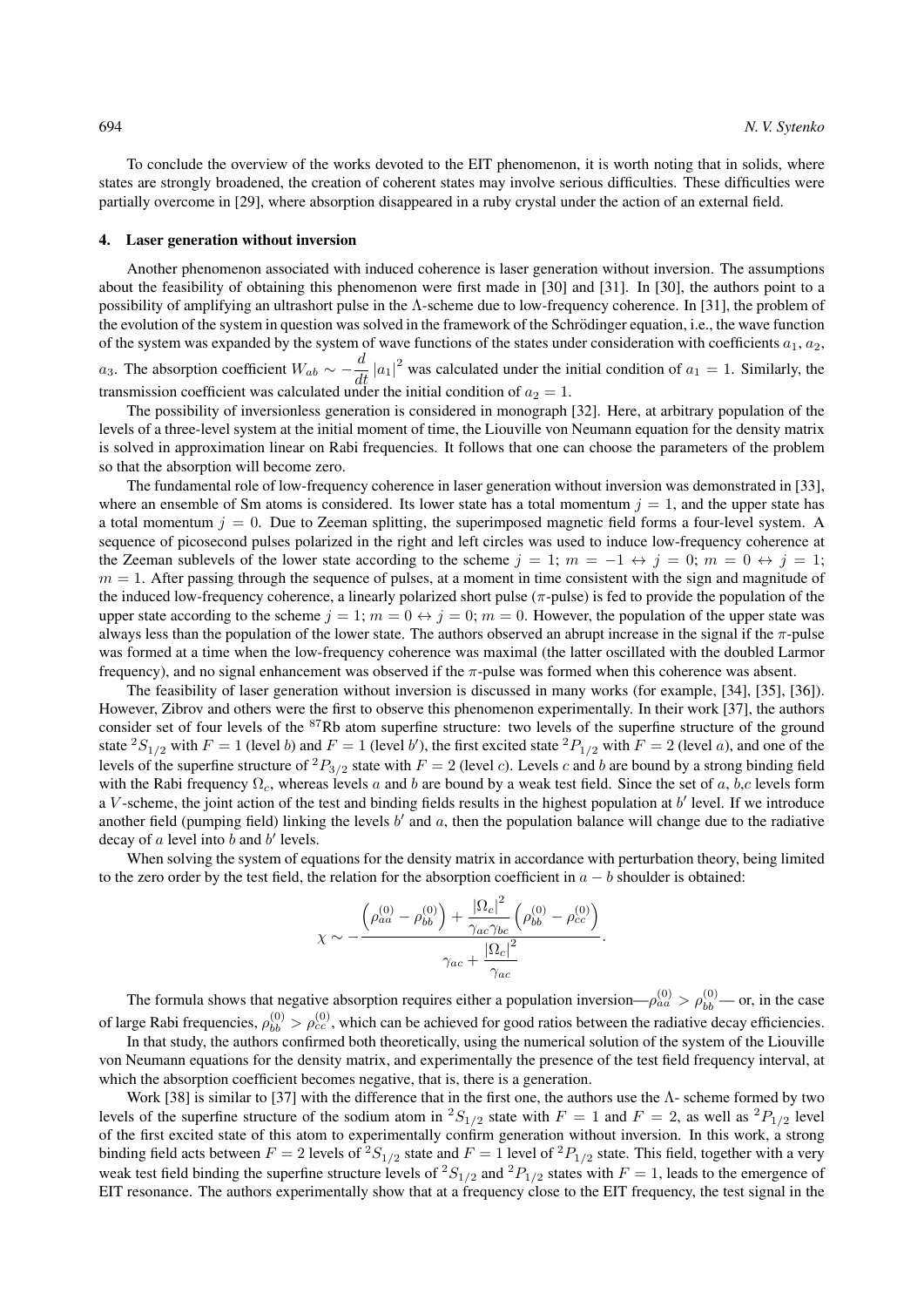To conclude the overview of the works devoted to the EIT phenomenon, it is worth noting that in solids, where states are strongly broadened, the creation of coherent states may involve serious difficulties. These difficulties were partially overcome in [29], where absorption disappeared in a ruby crystal under the action of an external field.

## 4. Laser generation without inversion

Another phenomenon associated with induced coherence is laser generation without inversion. The assumptions about the feasibility of obtaining this phenomenon were first made in [30] and [31]. In [30], the authors point to a possibility of amplifying an ultrashort pulse in the $\Lambda$-scheme due to low-frequency coherence. In [31], the problem of the evolution of the system in question was solved in the framework of the Schrödinger equation, i.e., the wave function of the system was expanded by the system of wave functions of the states under consideration with coefficients $a_1$, $a_2$, $a_3$. The absorption coefficient $W_{ab} \sim -\dfrac{d}{dt}\left|a_1\right|^2$ was calculated under the initial condition of $a_1 = 1$. Similarly, the transmission coefficient was calculated under the initial condition of $a_2 = 1$.

The possibility of inversionless generation is considered in monograph [32]. Here, at arbitrary population of the levels of a three-level system at the initial moment of time, the Liouville von Neumann equation for the density matrix is solved in approximation linear on Rabi frequencies. It follows that one can choose the parameters of the problem so that the absorption will become zero.

The fundamental role of low-frequency coherence in laser generation without inversion was demonstrated in [33], where an ensemble of Sm atoms is considered. Its lower state has a total momentum $j = 1$, and the upper state has a total momentum $j = 0$. Due to Zeeman splitting, the superimposed magnetic field forms a four-level system. A sequence of picosecond pulses polarized in the right and left circles was used to induce low-frequency coherence at the Zeeman sublevels of the lower state according to the scheme $j = 1$; $m = -1 \leftrightarrow j = 0$; $m = 0 \leftrightarrow j = 1$; $m = 1$. After passing through the sequence of pulses, at a moment in time consistent with the sign and magnitude of the induced low-frequency coherence, a linearly polarized short pulse ($\pi$-pulse) is fed to provide the population of the upper state according to the scheme $j = 1$; $m = 0 \leftrightarrow j = 0$; $m = 0$. However, the population of the upper state was always less than the population of the lower state. The authors observed an abrupt increase in the signal if the $\pi$-pulse was formed at a time when the low-frequency coherence was maximal (the latter oscillated with the doubled Larmor frequency), and no signal enhancement was observed if the $\pi$-pulse was formed when this coherence was absent.

The feasibility of laser generation without inversion is discussed in many works (for example, [34], [35], [36]). However, Zibrov and others were the first to observe this phenomenon experimentally. In their work [37], the authors consider set of four levels of the $^{87}$Rb atom superfine structure: two levels of the superfine structure of the ground state $^2S_{1/2}$ with $F = 1$ (level $b$) and $F = 1$ (level $b'$), the first excited state $^2P_{1/2}$ with $F = 2$ (level $a$), and one of the levels of the superfine structure of $^2P_{3/2}$ state with $F = 2$ (level $c$). Levels $c$ and $b$ are bound by a strong binding field with the Rabi frequency $\Omega_c$, whereas levels $a$ and $b$ are bound by a weak test field. Since the set of $a$, $b$,$c$ levels form a $V$-scheme, the joint action of the test and binding fields results in the highest population at $b'$ level. If we introduce another field (pumping field) linking the levels $b'$ and $a$, then the population balance will change due to the radiative decay of $a$ level into $b$ and $b'$ levels.

When solving the system of equations for the density matrix in accordance with perturbation theory, being limited to the zero order by the test field, the relation for the absorption coefficient in $a - b$ shoulder is obtained:

$$\chi \sim -\frac{\left(\rho_{aa}^{(0)} - \rho_{bb}^{(0)}\right) + \dfrac{\left|\Omega_c\right|^2}{\gamma_{ac}\gamma_{bc}}\left(\rho_{bb}^{(0)} - \rho_{cc}^{(0)}\right)}{\gamma_{ac} + \dfrac{\left|\Omega_c\right|^2}{\gamma_{ac}}}.$$

The formula shows that negative absorption requires either a population inversion—$\rho_{aa}^{(0)} > \rho_{bb}^{(0)}$— or, in the case of large Rabi frequencies, $\rho_{bb}^{(0)} > \rho_{cc}^{(0)}$, which can be achieved for good ratios between the radiative decay efficiencies.

In that study, the authors confirmed both theoretically, using the numerical solution of the system of the Liouville von Neumann equations for the density matrix, and experimentally the presence of the test field frequency interval, at which the absorption coefficient becomes negative, that is, there is a generation.

Work [38] is similar to [37] with the difference that in the first one, the authors use the $\Lambda$- scheme formed by two levels of the superfine structure of the sodium atom in $^2S_{1/2}$ state with $F = 1$ and $F = 2$, as well as $^2P_{1/2}$ level of the first excited state of this atom to experimentally confirm generation without inversion. In this work, a strong binding field acts between $F = 2$ levels of $^2S_{1/2}$ state and $F = 1$ level of $^2P_{1/2}$ state. This field, together with a very weak test field binding the superfine structure levels of $^2S_{1/2}$ and $^2P_{1/2}$ states with $F = 1$, leads to the emergence of EIT resonance. The authors experimentally show that at a frequency close to the EIT frequency, the test signal in the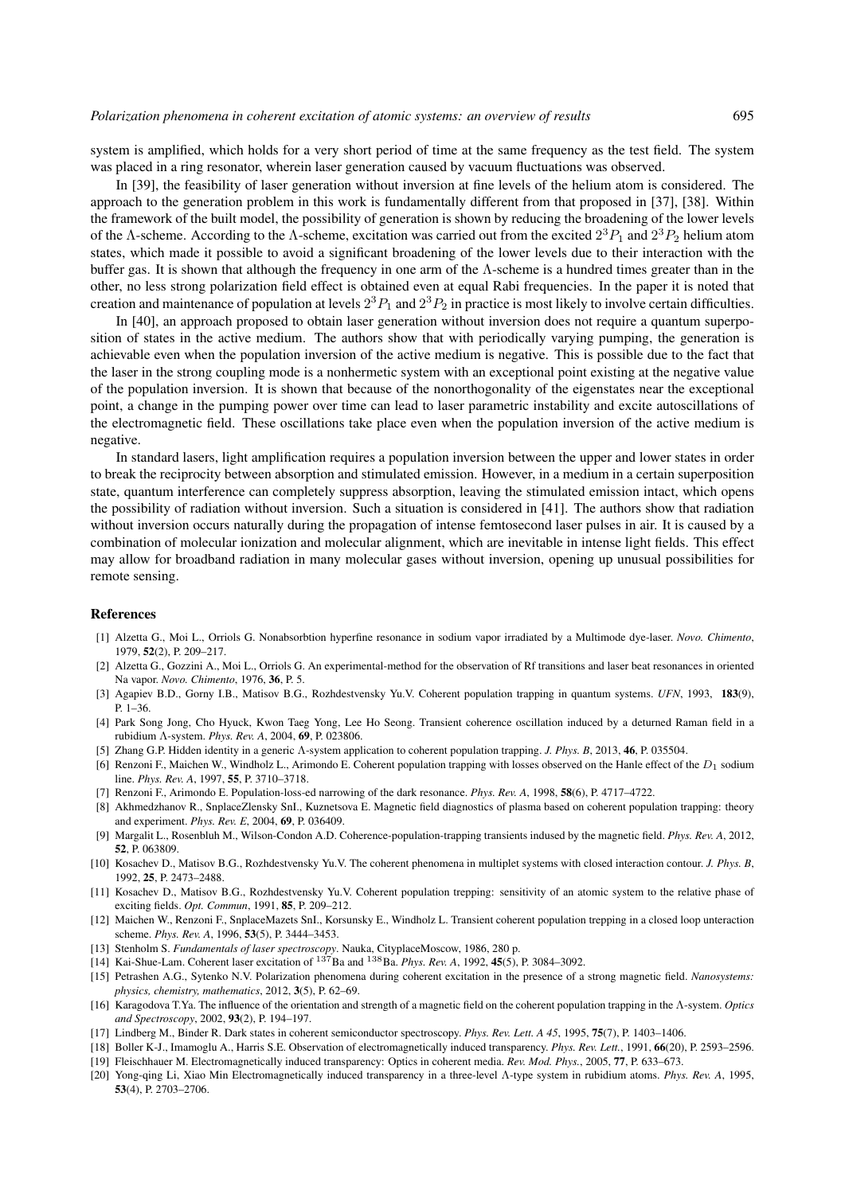system is amplified, which holds for a very short period of time at the same frequency as the test field. The system was placed in a ring resonator, wherein laser generation caused by vacuum fluctuations was observed.

In [39], the feasibility of laser generation without inversion at fine levels of the helium atom is considered. The approach to the generation problem in this work is fundamentally different from that proposed in [37], [38]. Within the framework of the built model, the possibility of generation is shown by reducing the broadening of the lower levels of the Λ-scheme. According to the Λ-scheme, excitation was carried out from the excited $2^3P_1$ and $2^3P_2$ helium atom states, which made it possible to avoid a significant broadening of the lower levels due to their interaction with the buffer gas. It is shown that although the frequency in one arm of the Λ-scheme is a hundred times greater than in the other, no less strong polarization field effect is obtained even at equal Rabi frequencies. In the paper it is noted that creation and maintenance of population at levels $2^3P_1$ and $2^3P_2$ in practice is most likely to involve certain difficulties.

In [40], an approach proposed to obtain laser generation without inversion does not require a quantum superposition of states in the active medium. The authors show that with periodically varying pumping, the generation is achievable even when the population inversion of the active medium is negative. This is possible due to the fact that the laser in the strong coupling mode is a nonhermetic system with an exceptional point existing at the negative value of the population inversion. It is shown that because of the nonorthogonality of the eigenstates near the exceptional point, a change in the pumping power over time can lead to laser parametric instability and excite autoscillations of the electromagnetic field. These oscillations take place even when the population inversion of the active medium is negative.

In standard lasers, light amplification requires a population inversion between the upper and lower states in order to break the reciprocity between absorption and stimulated emission. However, in a medium in a certain superposition state, quantum interference can completely suppress absorption, leaving the stimulated emission intact, which opens the possibility of radiation without inversion. Such a situation is considered in [41]. The authors show that radiation without inversion occurs naturally during the propagation of intense femtosecond laser pulses in air. It is caused by a combination of molecular ionization and molecular alignment, which are inevitable in intense light fields. This effect may allow for broadband radiation in many molecular gases without inversion, opening up unusual possibilities for remote sensing.

## References

[1] Alzetta G., Moi L., Orriols G. Nonabsorbtion hyperfine resonance in sodium vapor irradiated by a Multimode dye-laser. *Novo. Chimento*, 1979, **52**(2), P. 209–217.

[2] Alzetta G., Gozzini A., Moi L., Orriols G. An experimental-method for the observation of Rf transitions and laser beat resonances in oriented Na vapor. *Novo. Chimento*, 1976, **36**, P. 5.

[3] Agapiev B.D., Gorny I.B., Matisov B.G., Rozhdestvensky Yu.V. Coherent population trapping in quantum systems. *UFN*, 1993, **183**(9), P. 1–36.

[4] Park Song Jong, Cho Hyuck, Kwon Taeg Yong, Lee Ho Seong. Transient coherence oscillation induced by a deturned Raman field in a rubidium Λ-system. *Phys. Rev. A*, 2004, **69**, P. 023806.

[5] Zhang G.P. Hidden identity in a generic Λ-system application to coherent population trapping. *J. Phys. B*, 2013, **46**, P. 035504.

[6] Renzoni F., Maichen W., Windholz L., Arimondo E. Coherent population trapping with losses observed on the Hanle effect of the $D_1$ sodium line. *Phys. Rev. A*, 1997, **55**, P. 3710–3718.

[7] Renzoni F., Arimondo E. Population-loss-ed narrowing of the dark resonance. *Phys. Rev. A*, 1998, **58**(6), P. 4717–4722.

[8] Akhmedzhanov R., SnplaceZlensky SnI., Kuznetsova E. Magnetic field diagnostics of plasma based on coherent population trapping: theory and experiment. *Phys. Rev. E*, 2004, **69**, P. 036409.

[9] Margalit L., Rosenbluh M., Wilson-Condon A.D. Coherence-population-trapping transients indused by the magnetic field. *Phys. Rev. A*, 2012, **52**, P. 063809.

[10] Kosachev D., Matisov B.G., Rozhdestvensky Yu.V. The coherent phenomena in multiplet systems with closed interaction contour. *J. Phys. B*, 1992, **25**, P. 2473–2488.

[11] Kosachev D., Matisov B.G., Rozhdestvensky Yu.V. Coherent population trepping: sensitivity of an atomic system to the relative phase of exciting fields. *Opt. Commun*, 1991, **85**, P. 209–212.

[12] Maichen W., Renzoni F., SnplaceMazets SnI., Korsunsky E., Windholz L. Transient coherent population trepping in a closed loop unteraction scheme. *Phys. Rev. A*, 1996, **53**(5), P. 3444–3453.

[13] Stenholm S. *Fundamentals of laser spectroscopy*. Nauka, CityplaceMoscow, 1986, 280 p.

[14] Kai-Shue-Lam. Coherent laser excitation of $^{137}$Ba and $^{138}$Ba. *Phys. Rev. A*, 1992, **45**(5), P. 3084–3092.

[15] Petrashen A.G., Sytenko N.V. Polarization phenomena during coherent excitation in the presence of a strong magnetic field. *Nanosystems: physics, chemistry, mathematics*, 2012, **3**(5), P. 62–69.

[16] Karagodova T.Ya. The influence of the orientation and strength of a magnetic field on the coherent population trapping in the Λ-system. *Optics and Spectroscopy*, 2002, **93**(2), P. 194–197.

[17] Lindberg M., Binder R. Dark states in coherent semiconductor spectroscopy. *Phys. Rev. Lett. A 45*, 1995, **75**(7), P. 1403–1406.

[18] Boller K-J., Imamoglu A., Harris S.E. Observation of electromagnetically induced transparency. *Phys. Rev. Lett.*, 1991, **66**(20), P. 2593–2596.

[19] Fleischhauer M. Electromagnetically induced transparency: Optics in coherent media. *Rev. Mod. Phys.*, 2005, **77**, P. 633–673.

[20] Yong-qing Li, Xiao Min Electromagnetically induced transparency in a three-level Λ-type system in rubidium atoms. *Phys. Rev. A*, 1995, **53**(4), P. 2703–2706.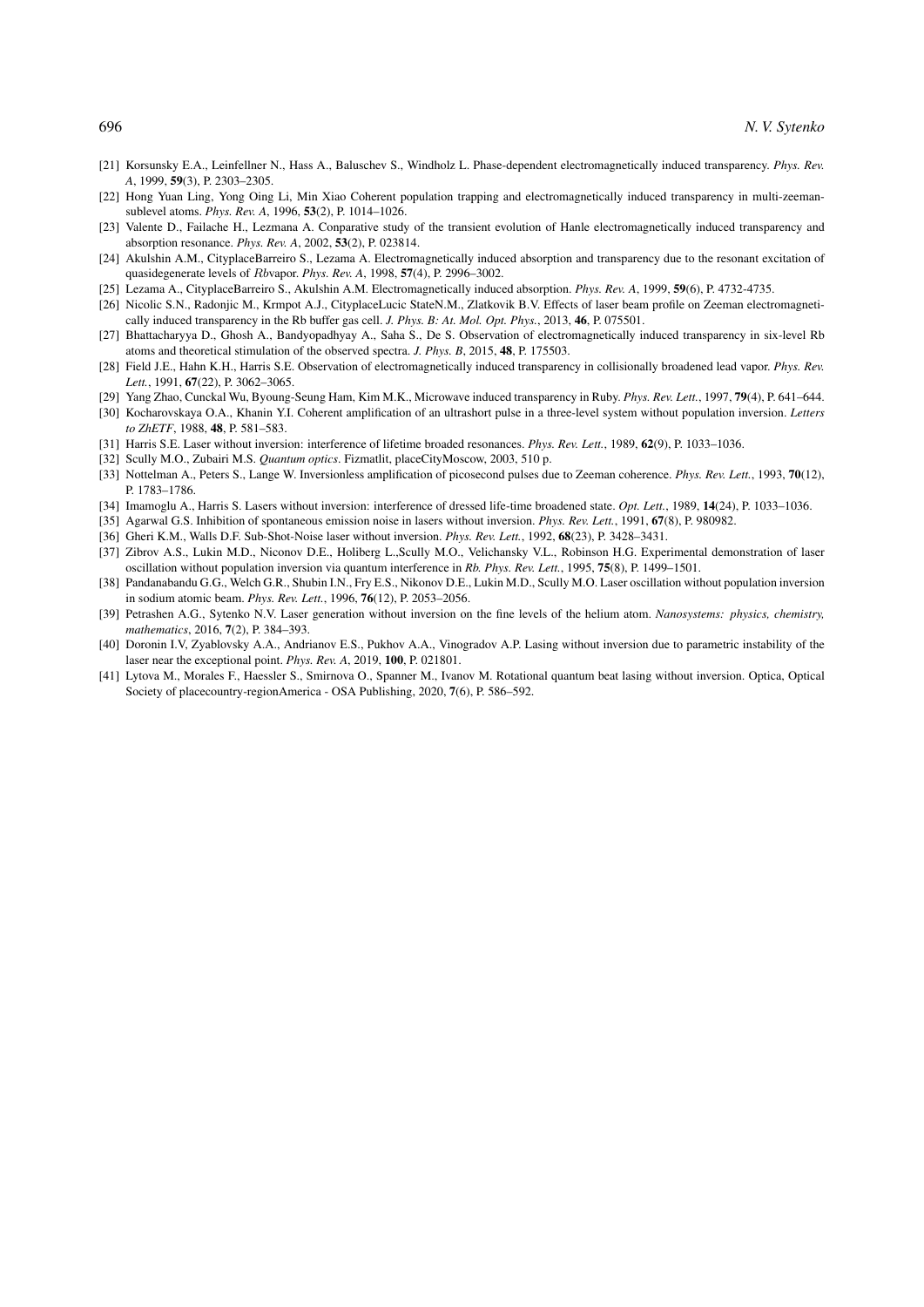[21] Korsunsky E.A., Leinfellner N., Hass A., Baluschev S., Windholz L. Phase-dependent electromagnetically induced transparency. *Phys. Rev. A*, 1999, **59**(3), P. 2303–2305.

[22] Hong Yuan Ling, Yong Oing Li, Min Xiao Coherent population trapping and electromagnetically induced transparency in multi-zeeman-sublevel atoms. *Phys. Rev. A*, 1996, **53**(2), P. 1014–1026.

[23] Valente D., Failache H., Lezmana A. Conparative study of the transient evolution of Hanle electromagnetically induced transparency and absorption resonance. *Phys. Rev. A*, 2002, **53**(2), P. 023814.

[24] Akulshin A.M., CityplaceBarreiro S., Lezama A. Electromagnetically induced absorption and transparency due to the resonant excitation of quasidegenerate levels of *Rb*vapor. *Phys. Rev. A*, 1998, **57**(4), P. 2996–3002.

[25] Lezama A., CityplaceBarreiro S., Akulshin A.M. Electromagnetically induced absorption. *Phys. Rev. A*, 1999, **59**(6), P. 4732-4735.

[26] Nicolic S.N., Radonjic M., Krmpot A.J., CityplaceLucic StateN.M., Zlatkovik B.V. Effects of laser beam profile on Zeeman electromagnetically induced transparency in the Rb buffer gas cell. *J. Phys. B: At. Mol. Opt. Phys.*, 2013, **46**, P. 075501.

[27] Bhattacharyya D., Ghosh A., Bandyopadhyay A., Saha S., De S. Observation of electromagnetically induced transparency in six-level Rb atoms and theoretical stimulation of the observed spectra. *J. Phys. B*, 2015, **48**, P. 175503.

[28] Field J.E., Hahn K.H., Harris S.E. Observation of electromagnetically induced transparency in collisionally broadened lead vapor. *Phys. Rev. Lett.*, 1991, **67**(22), P. 3062–3065.

[29] Yang Zhao, Cunckal Wu, Byoung-Seung Ham, Kim M.K., Microwave induced transparency in Ruby. *Phys. Rev. Lett.*, 1997, **79**(4), P. 641–644.

[30] Kocharovskaya O.A., Khanin Y.I. Coherent amplification of an ultrashort pulse in a three-level system without population inversion. *Letters to ZhETF*, 1988, **48**, P. 581–583.

[31] Harris S.E. Laser without inversion: interference of lifetime broaded resonances. *Phys. Rev. Lett.*, 1989, **62**(9), P. 1033–1036.

[32] Scully M.O., Zubairi M.S. *Quantum optics*. Fizmatlit, placeCityMoscow, 2003, 510 p.

[33] Nottelman A., Peters S., Lange W. Inversionless amplification of picosecond pulses due to Zeeman coherence. *Phys. Rev. Lett.*, 1993, **70**(12), P. 1783–1786.

[34] Imamoglu A., Harris S. Lasers without inversion: interference of dressed life-time broadened state. *Opt. Lett.*, 1989, **14**(24), P. 1033–1036.

[35] Agarwal G.S. Inhibition of spontaneous emission noise in lasers without inversion. *Phys. Rev. Lett.*, 1991, **67**(8), P. 980982.

[36] Gheri K.M., Walls D.F. Sub-Shot-Noise laser without inversion. *Phys. Rev. Lett.*, 1992, **68**(23), P. 3428–3431.

[37] Zibrov A.S., Lukin M.D., Niconov D.E., Holiberg L.,Scully M.O., Velichansky V.L., Robinson H.G. Experimental demonstration of laser oscillation without population inversion via quantum interference in *Rb. Phys. Rev. Lett.*, 1995, **75**(8), P. 1499–1501.

[38] Pandanabandu G.G., Welch G.R., Shubin I.N., Fry E.S., Nikonov D.E., Lukin M.D., Scully M.O. Laser oscillation without population inversion in sodium atomic beam. *Phys. Rev. Lett.*, 1996, **76**(12), P. 2053–2056.

[39] Petrashen A.G., Sytenko N.V. Laser generation without inversion on the fine levels of the helium atom. *Nanosystems: physics, chemistry, mathematics*, 2016, **7**(2), P. 384–393.

[40] Doronin I.V, Zyablovsky A.A., Andrianov E.S., Pukhov A.A., Vinogradov A.P. Lasing without inversion due to parametric instability of the laser near the exceptional point. *Phys. Rev. A*, 2019, **100**, P. 021801.

[41] Lytova M., Morales F., Haessler S., Smirnova O., Spanner M., Ivanov M. Rotational quantum beat lasing without inversion. Optica, Optical Society of placecountry-regionAmerica - OSA Publishing, 2020, **7**(6), P. 586–592.